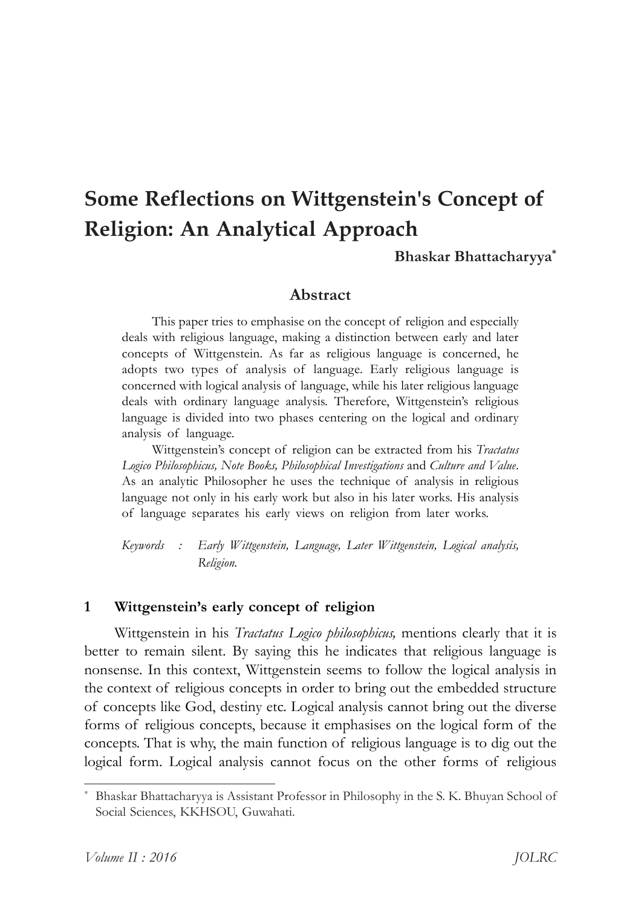# Some Reflections on Wittgenstein's Concept of Religion: An Analytical Approach

**Bhaskar Bhattacharyya**[*]

## Abstract

This paper tries to emphasise on the concept of religion and especially deals with religious language, making a distinction between early and later concepts of Wittgenstein. As far as religious language is concerned, he adopts two types of analysis of language. Early religious language is concerned with logical analysis of language, while his later religious language deals with ordinary language analysis. Therefore, Wittgenstein's religious language is divided into two phases centering on the logical and ordinary analysis of language.

Wittgenstein's concept of religion can be extracted from his *Tractatus Logico Philosophicus, Note Books, Philosophical Investigations* and *Culture and Value*. As an analytic Philosopher he uses the technique of analysis in religious language not only in his early work but also in his later works. His analysis of language separates his early views on religion from later works.

*Keywords : Early Wittgenstein, Language, Later Wittgenstein, Logical analysis, Religion.*

## 1 Wittgenstein's early concept of religion

Wittgenstein in his *Tractatus Logico philosophicus,* mentions clearly that it is better to remain silent. By saying this he indicates that religious language is nonsense. In this context, Wittgenstein seems to follow the logical analysis in the context of religious concepts in order to bring out the embedded structure of concepts like God, destiny etc. Logical analysis cannot bring out the diverse forms of religious concepts, because it emphasises on the logical form of the concepts. That is why, the main function of religious language is to dig out the logical form. Logical analysis cannot focus on the other forms of religious

[*] Bhaskar Bhattacharyya is Assistant Professor in Philosophy in the S. K. Bhuyan School of Social Sciences, KKHSOU, Guwahati.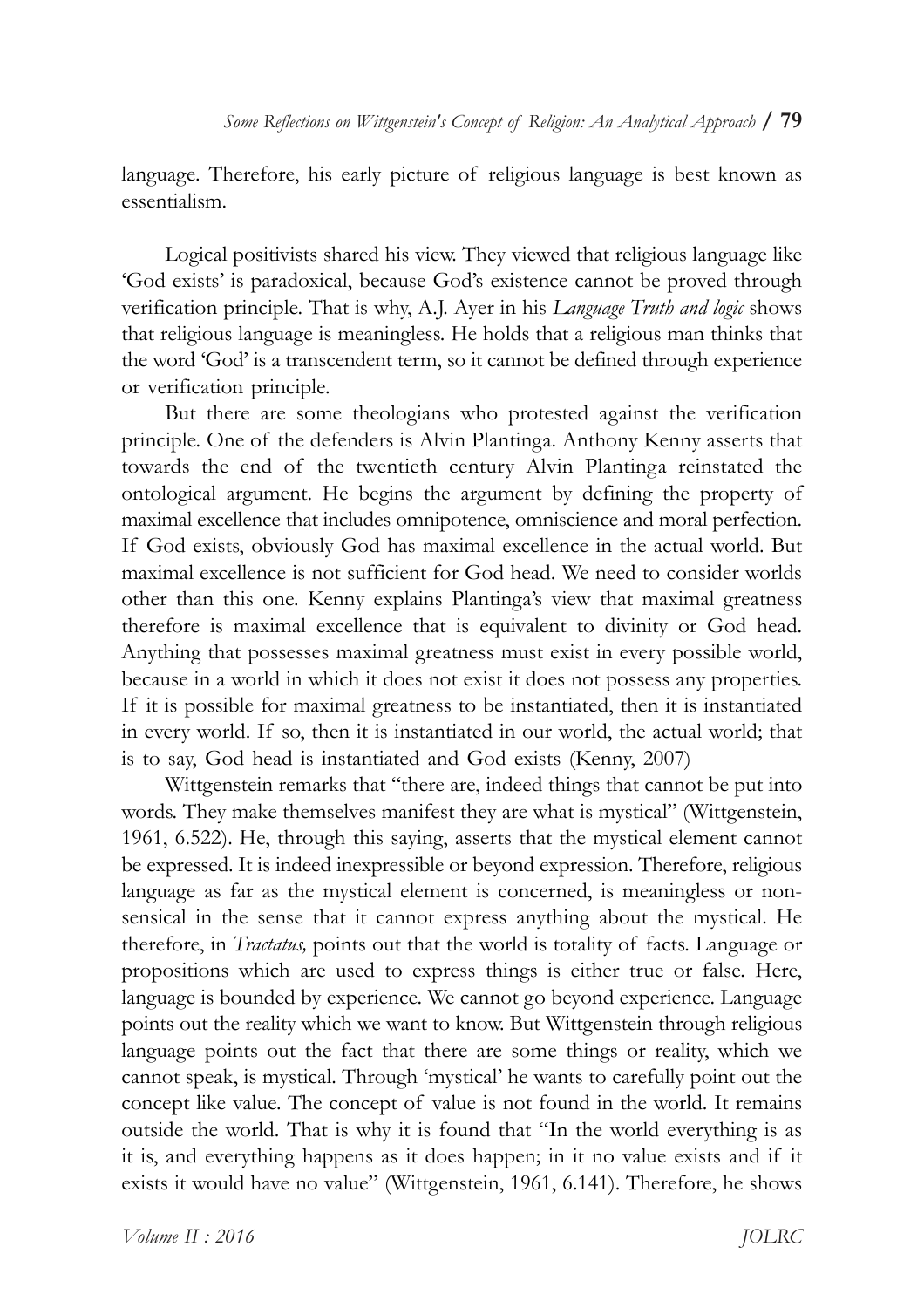language. Therefore, his early picture of religious language is best known as essentialism.

Logical positivists shared his view. They viewed that religious language like 'God exists' is paradoxical, because God's existence cannot be proved through verification principle. That is why, A.J. Ayer in his *Language Truth and logic* shows that religious language is meaningless. He holds that a religious man thinks that the word 'God' is a transcendent term, so it cannot be defined through experience or verification principle.

But there are some theologians who protested against the verification principle. One of the defenders is Alvin Plantinga. Anthony Kenny asserts that towards the end of the twentieth century Alvin Plantinga reinstated the ontological argument. He begins the argument by defining the property of maximal excellence that includes omnipotence, omniscience and moral perfection. If God exists, obviously God has maximal excellence in the actual world. But maximal excellence is not sufficient for God head. We need to consider worlds other than this one. Kenny explains Plantinga's view that maximal greatness therefore is maximal excellence that is equivalent to divinity or God head. Anything that possesses maximal greatness must exist in every possible world, because in a world in which it does not exist it does not possess any properties. If it is possible for maximal greatness to be instantiated, then it is instantiated in every world. If so, then it is instantiated in our world, the actual world; that is to say, God head is instantiated and God exists (Kenny, 2007)

Wittgenstein remarks that "there are, indeed things that cannot be put into words. They make themselves manifest they are what is mystical" (Wittgenstein, 1961, 6.522). He, through this saying, asserts that the mystical element cannot be expressed. It is indeed inexpressible or beyond expression. Therefore, religious language as far as the mystical element is concerned, is meaningless or non-sensical in the sense that it cannot express anything about the mystical. He therefore, in *Tractatus,* points out that the world is totality of facts. Language or propositions which are used to express things is either true or false. Here, language is bounded by experience. We cannot go beyond experience. Language points out the reality which we want to know. But Wittgenstein through religious language points out the fact that there are some things or reality, which we cannot speak, is mystical. Through 'mystical' he wants to carefully point out the concept like value. The concept of value is not found in the world. It remains outside the world. That is why it is found that "In the world everything is as it is, and everything happens as it does happen; in it no value exists and if it exists it would have no value" (Wittgenstein, 1961, 6.141). Therefore, he shows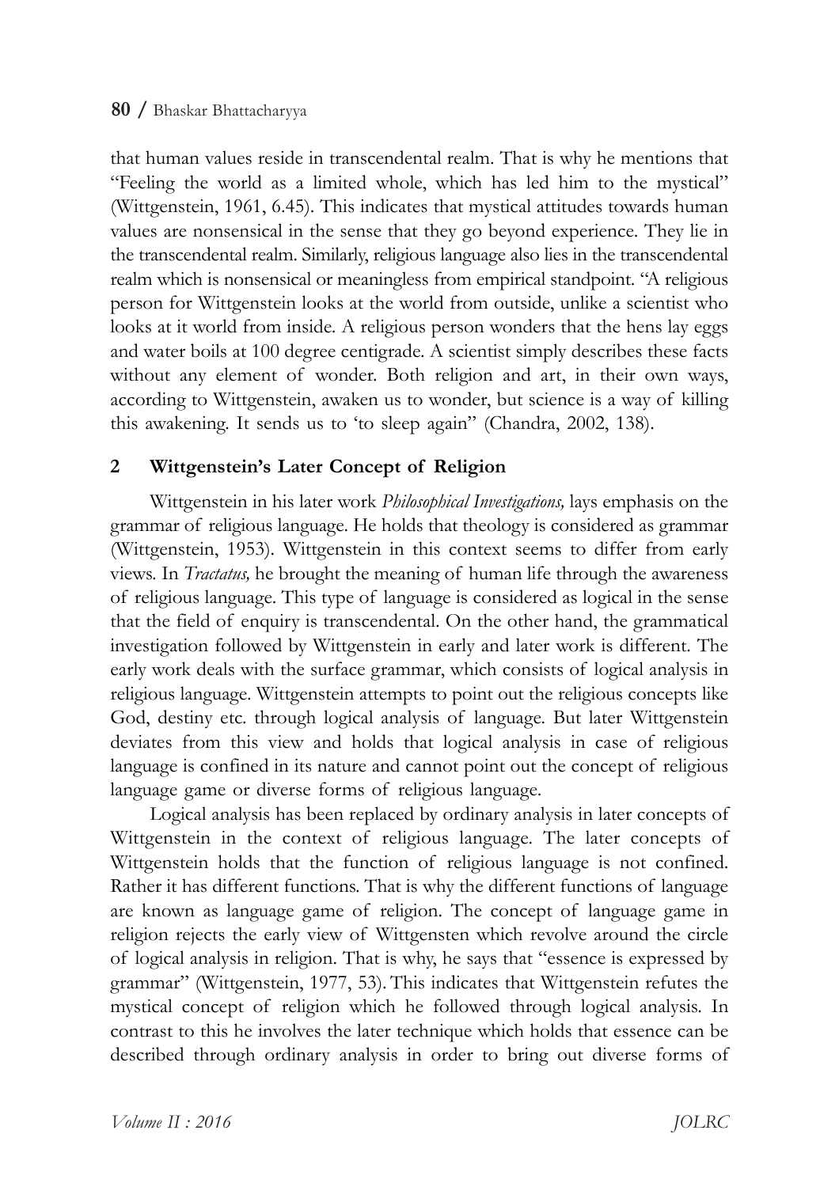that human values reside in transcendental realm. That is why he mentions that "Feeling the world as a limited whole, which has led him to the mystical" (Wittgenstein, 1961, 6.45). This indicates that mystical attitudes towards human values are nonsensical in the sense that they go beyond experience. They lie in the transcendental realm. Similarly, religious language also lies in the transcendental realm which is nonsensical or meaningless from empirical standpoint. "A religious person for Wittgenstein looks at the world from outside, unlike a scientist who looks at it world from inside. A religious person wonders that the hens lay eggs and water boils at 100 degree centigrade. A scientist simply describes these facts without any element of wonder. Both religion and art, in their own ways, according to Wittgenstein, awaken us to wonder, but science is a way of killing this awakening. It sends us to 'to sleep again'" (Chandra, 2002, 138).

## 2 Wittgenstein's Later Concept of Religion

Wittgenstein in his later work *Philosophical Investigations,* lays emphasis on the grammar of religious language. He holds that theology is considered as grammar (Wittgenstein, 1953). Wittgenstein in this context seems to differ from early views. In *Tractatus,* he brought the meaning of human life through the awareness of religious language. This type of language is considered as logical in the sense that the field of enquiry is transcendental. On the other hand, the grammatical investigation followed by Wittgenstein in early and later work is different. The early work deals with the surface grammar, which consists of logical analysis in religious language. Wittgenstein attempts to point out the religious concepts like God, destiny etc. through logical analysis of language. But later Wittgenstein deviates from this view and holds that logical analysis in case of religious language is confined in its nature and cannot point out the concept of religious language game or diverse forms of religious language.

Logical analysis has been replaced by ordinary analysis in later concepts of Wittgenstein in the context of religious language. The later concepts of Wittgenstein holds that the function of religious language is not confined. Rather it has different functions. That is why the different functions of language are known as language game of religion. The concept of language game in religion rejects the early view of Wittgensten which revolve around the circle of logical analysis in religion. That is why, he says that "essence is expressed by grammar" (Wittgenstein, 1977, 53). This indicates that Wittgenstein refutes the mystical concept of religion which he followed through logical analysis. In contrast to this he involves the later technique which holds that essence can be described through ordinary analysis in order to bring out diverse forms of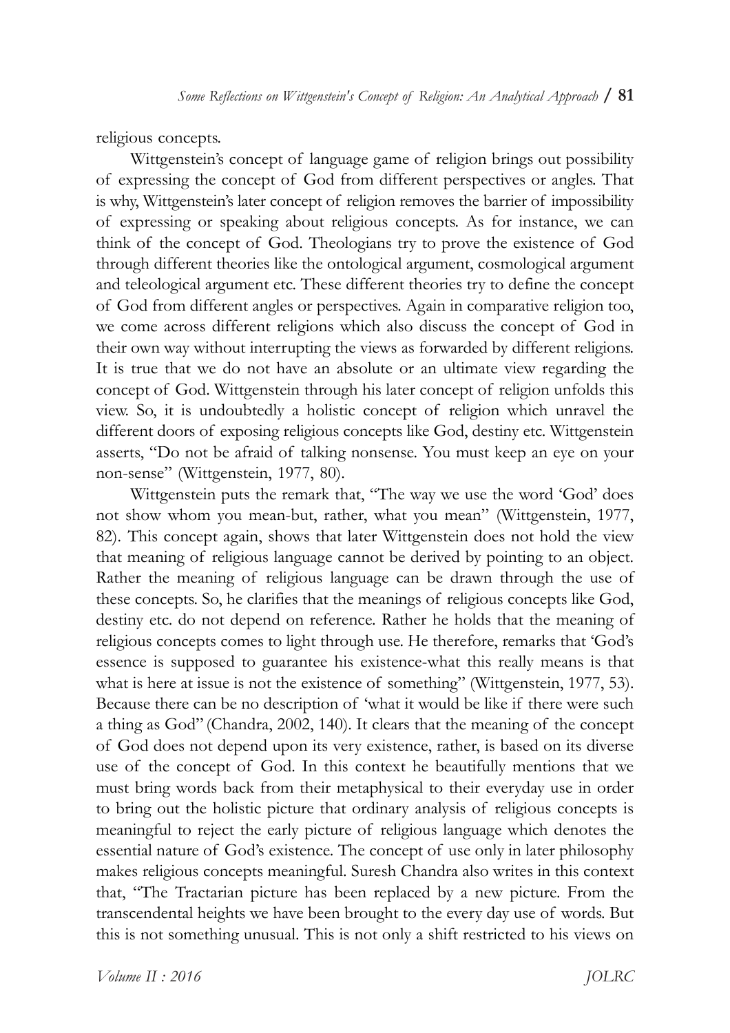religious concepts.

Wittgenstein's concept of language game of religion brings out possibility of expressing the concept of God from different perspectives or angles. That is why, Wittgenstein's later concept of religion removes the barrier of impossibility of expressing or speaking about religious concepts. As for instance, we can think of the concept of God. Theologians try to prove the existence of God through different theories like the ontological argument, cosmological argument and teleological argument etc. These different theories try to define the concept of God from different angles or perspectives. Again in comparative religion too, we come across different religions which also discuss the concept of God in their own way without interrupting the views as forwarded by different religions. It is true that we do not have an absolute or an ultimate view regarding the concept of God. Wittgenstein through his later concept of religion unfolds this view. So, it is undoubtedly a holistic concept of religion which unravel the different doors of exposing religious concepts like God, destiny etc. Wittgenstein asserts, "Do not be afraid of talking nonsense. You must keep an eye on your non-sense" (Wittgenstein, 1977, 80).

Wittgenstein puts the remark that, "The way we use the word 'God' does not show whom you mean-but, rather, what you mean" (Wittgenstein, 1977, 82). This concept again, shows that later Wittgenstein does not hold the view that meaning of religious language cannot be derived by pointing to an object. Rather the meaning of religious language can be drawn through the use of these concepts. So, he clarifies that the meanings of religious concepts like God, destiny etc. do not depend on reference. Rather he holds that the meaning of religious concepts comes to light through use. He therefore, remarks that 'God's essence is supposed to guarantee his existence-what this really means is that what is here at issue is not the existence of something" (Wittgenstein, 1977, 53). Because there can be no description of 'what it would be like if there were such a thing as God" (Chandra, 2002, 140). It clears that the meaning of the concept of God does not depend upon its very existence, rather, is based on its diverse use of the concept of God. In this context he beautifully mentions that we must bring words back from their metaphysical to their everyday use in order to bring out the holistic picture that ordinary analysis of religious concepts is meaningful to reject the early picture of religious language which denotes the essential nature of God's existence. The concept of use only in later philosophy makes religious concepts meaningful. Suresh Chandra also writes in this context that, "The Tractarian picture has been replaced by a new picture. From the transcendental heights we have been brought to the every day use of words. But this is not something unusual. This is not only a shift restricted to his views on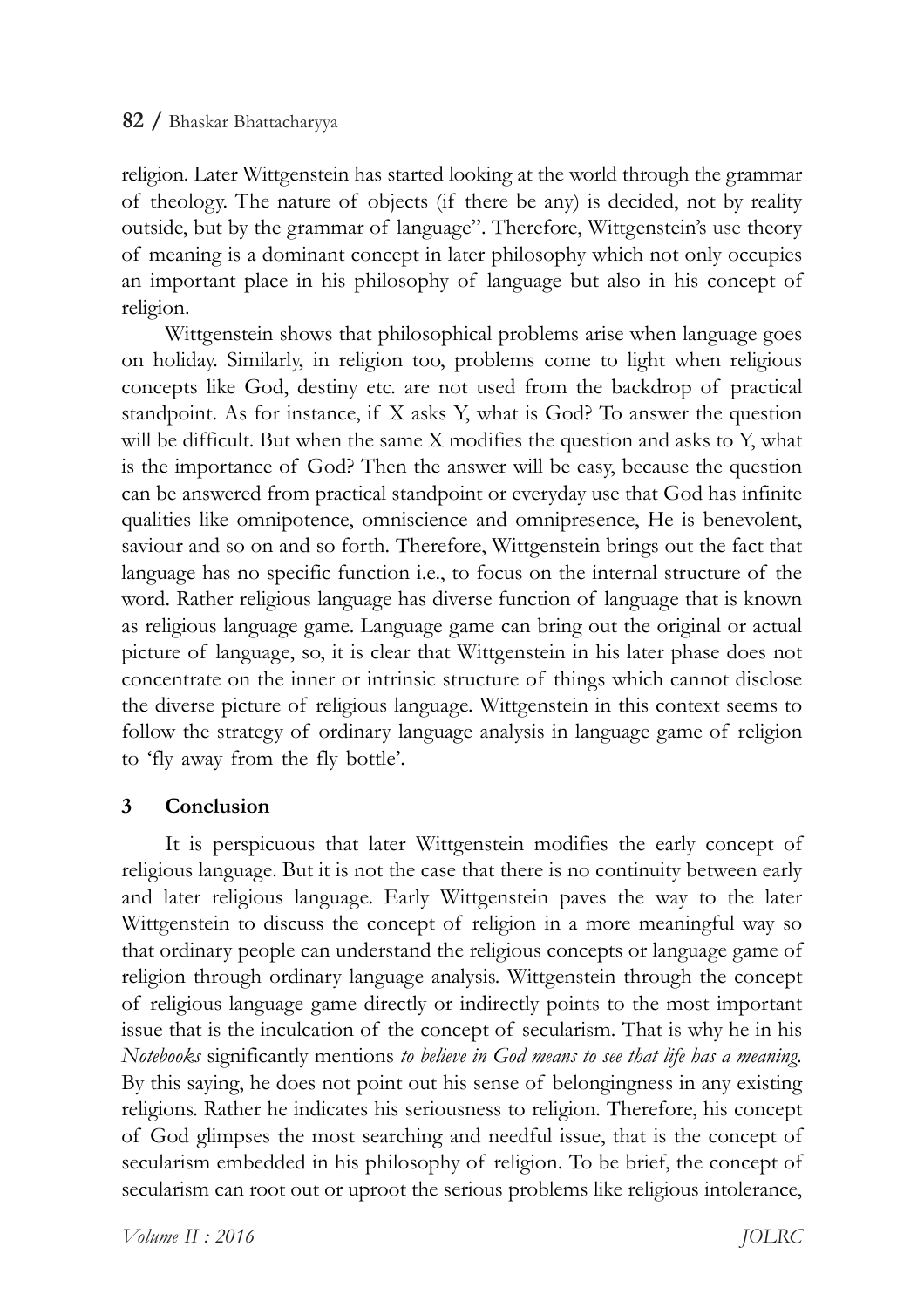religion. Later Wittgenstein has started looking at the world through the grammar of theology. The nature of objects (if there be any) is decided, not by reality outside, but by the grammar of language". Therefore, Wittgenstein's use theory of meaning is a dominant concept in later philosophy which not only occupies an important place in his philosophy of language but also in his concept of religion.

Wittgenstein shows that philosophical problems arise when language goes on holiday. Similarly, in religion too, problems come to light when religious concepts like God, destiny etc. are not used from the backdrop of practical standpoint. As for instance, if X asks Y, what is God? To answer the question will be difficult. But when the same X modifies the question and asks to Y, what is the importance of God? Then the answer will be easy, because the question can be answered from practical standpoint or everyday use that God has infinite qualities like omnipotence, omniscience and omnipresence, He is benevolent, saviour and so on and so forth. Therefore, Wittgenstein brings out the fact that language has no specific function i.e., to focus on the internal structure of the word. Rather religious language has diverse function of language that is known as religious language game. Language game can bring out the original or actual picture of language, so, it is clear that Wittgenstein in his later phase does not concentrate on the inner or intrinsic structure of things which cannot disclose the diverse picture of religious language. Wittgenstein in this context seems to follow the strategy of ordinary language analysis in language game of religion to 'fly away from the fly bottle'.

## 3 Conclusion

It is perspicuous that later Wittgenstein modifies the early concept of religious language. But it is not the case that there is no continuity between early and later religious language. Early Wittgenstein paves the way to the later Wittgenstein to discuss the concept of religion in a more meaningful way so that ordinary people can understand the religious concepts or language game of religion through ordinary language analysis. Wittgenstein through the concept of religious language game directly or indirectly points to the most important issue that is the inculcation of the concept of secularism. That is why he in his *Notebooks* significantly mentions *to believe in God means to see that life has a meaning.* By this saying, he does not point out his sense of belongingness in any existing religions. Rather he indicates his seriousness to religion. Therefore, his concept of God glimpses the most searching and needful issue, that is the concept of secularism embedded in his philosophy of religion. To be brief, the concept of secularism can root out or uproot the serious problems like religious intolerance,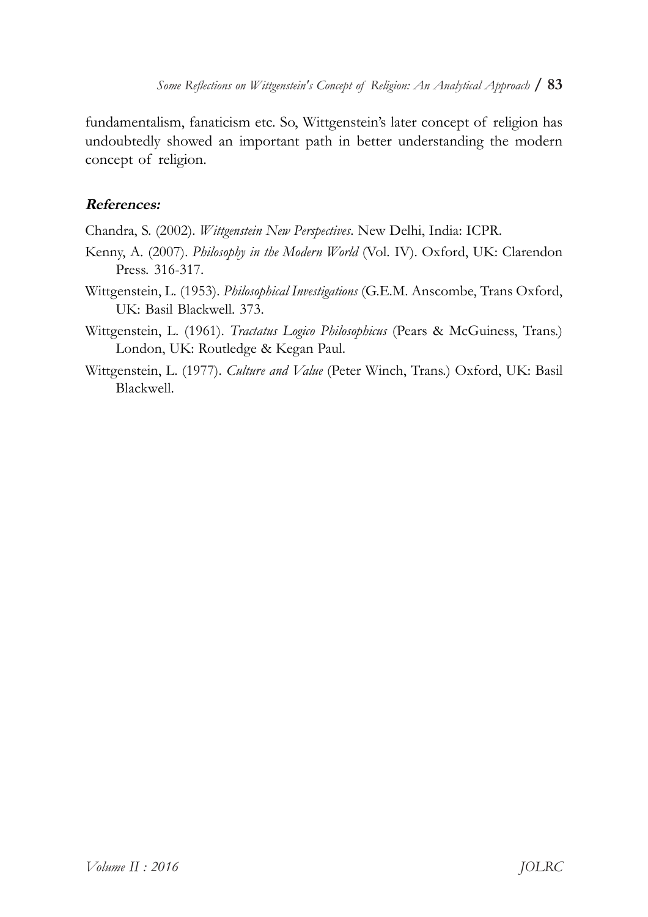fundamentalism, fanaticism etc. So, Wittgenstein's later concept of religion has undoubtedly showed an important path in better understanding the modern concept of religion.

### References:

Chandra, S. (2002). *Wittgenstein New Perspectives*. New Delhi, India: ICPR.

Kenny, A. (2007). *Philosophy in the Modern World* (Vol. IV). Oxford, UK: Clarendon Press. 316-317.

Wittgenstein, L. (1953). *Philosophical Investigations* (G.E.M. Anscombe, Trans Oxford, UK: Basil Blackwell. 373.

Wittgenstein, L. (1961). *Tractatus Logico Philosophicus* (Pears & McGuiness, Trans.) London, UK: Routledge & Kegan Paul.

Wittgenstein, L. (1977). *Culture and Value* (Peter Winch, Trans.) Oxford, UK: Basil Blackwell.